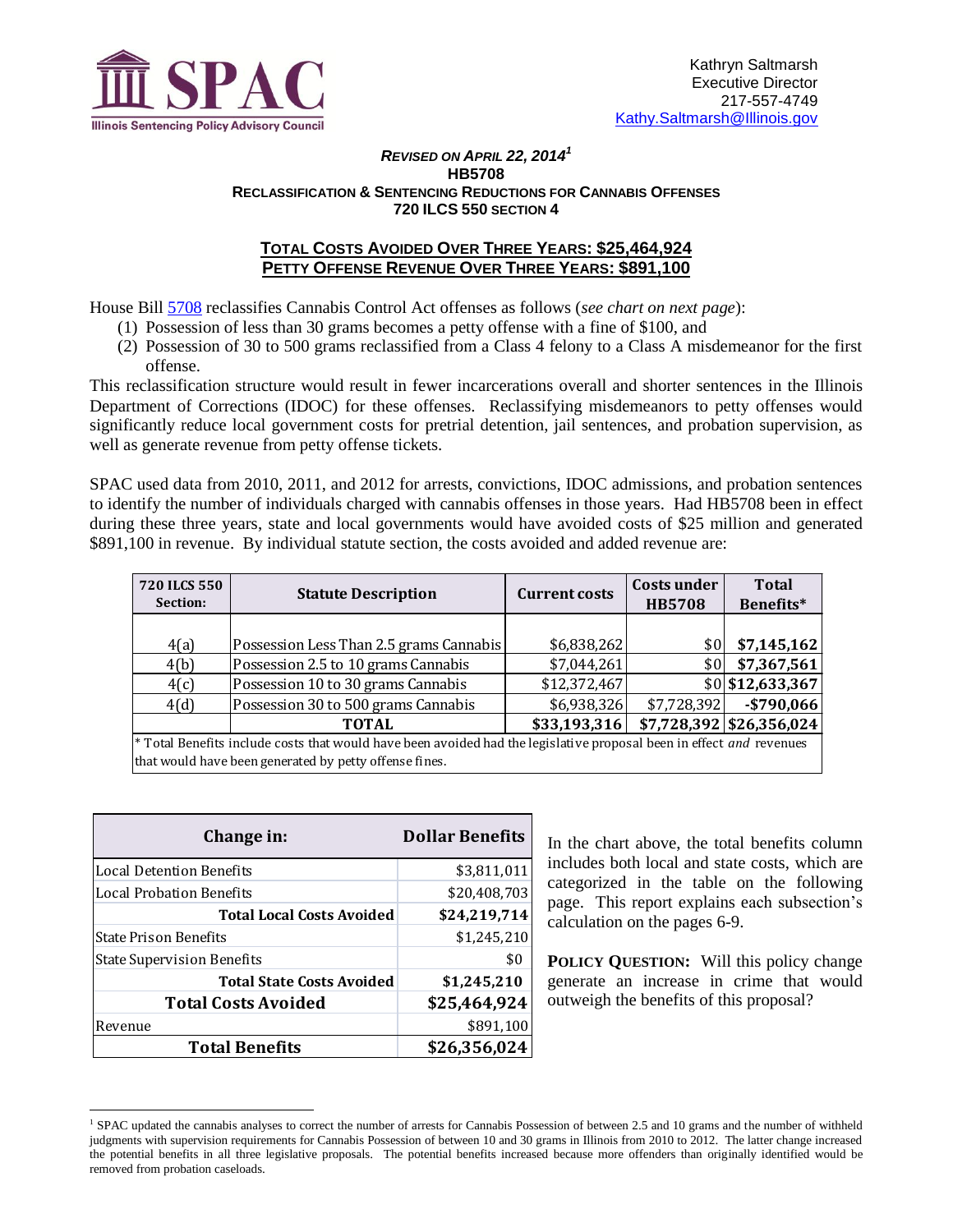Kathryn Saltmarsh
Executive Director
217-557-4749
Kathy.Saltmarsh@Illinois.gov

***REVISED ON APRIL 22, 2014***[1]

**HB5708**

**RECLASSIFICATION & SENTENCING REDUCTIONS FOR CANNABIS OFFENSES**

**720 ILCS 550 SECTION 4**

## TOTAL COSTS AVOIDED OVER THREE YEARS: $25,464,924
## PETTY OFFENSE REVENUE OVER THREE YEARS: $891,100

House Bill 5708 reclassifies Cannabis Control Act offenses as follows (*see chart on next page*):

(1) Possession of less than 30 grams becomes a petty offense with a fine of $100, and
(2) Possession of 30 to 500 grams reclassified from a Class 4 felony to a Class A misdemeanor for the first offense.

This reclassification structure would result in fewer incarcerations overall and shorter sentences in the Illinois Department of Corrections (IDOC) for these offenses. Reclassifying misdemeanors to petty offenses would significantly reduce local government costs for pretrial detention, jail sentences, and probation supervision, as well as generate revenue from petty offense tickets.

SPAC used data from 2010, 2011, and 2012 for arrests, convictions, IDOC admissions, and probation sentences to identify the number of individuals charged with cannabis offenses in those years. Had HB5708 been in effect during these three years, state and local governments would have avoided costs of $25 million and generated $891,100 in revenue. By individual statute section, the costs avoided and added revenue are:

| 720 ILCS 550 Section: | Statute Description | Current costs | Costs under HB5708 | Total Benefits* |
|---|---|---|---|---|
| 4(a) | Possession Less Than 2.5 grams Cannabis | $6,838,262 | $0 | **$7,145,162** |
| 4(b) | Possession 2.5 to 10 grams Cannabis | $7,044,261 | $0 | **$7,367,561** |
| 4(c) | Possession 10 to 30 grams Cannabis | $12,372,467 | $0 | **$12,633,367** |
| 4(d) | Possession 30 to 500 grams Cannabis | $6,938,326 | $7,728,392 | **-$790,066** |
| | **TOTAL** | **$33,193,316** | **$7,728,392** | **$26,356,024** |

\* Total Benefits include costs that would have been avoided had the legislative proposal been in effect *and* revenues that would have been generated by petty offense fines.

| Change in: | Dollar Benefits |
|---|---|
| Local Detention Benefits | $3,811,011 |
| Local Probation Benefits | $20,408,703 |
| **Total Local Costs Avoided** | **$24,219,714** |
| State Prison Benefits | $1,245,210 |
| State Supervision Benefits | $0 |
| **Total State Costs Avoided** | **$1,245,210** |
| **Total Costs Avoided** | **$25,464,924** |
| Revenue | $891,100 |
| **Total Benefits** | **$26,356,024** |

In the chart above, the total benefits column includes both local and state costs, which are categorized in the table on the following page. This report explains each subsection's calculation on the pages 6-9.

**POLICY QUESTION:** Will this policy change generate an increase in crime that would outweigh the benefits of this proposal?

[1] SPAC updated the cannabis analyses to correct the number of arrests for Cannabis Possession of between 2.5 and 10 grams and the number of withheld judgments with supervision requirements for Cannabis Possession of between 10 and 30 grams in Illinois from 2010 to 2012. The latter change increased the potential benefits in all three legislative proposals. The potential benefits increased because more offenders than originally identified would be removed from probation caseloads.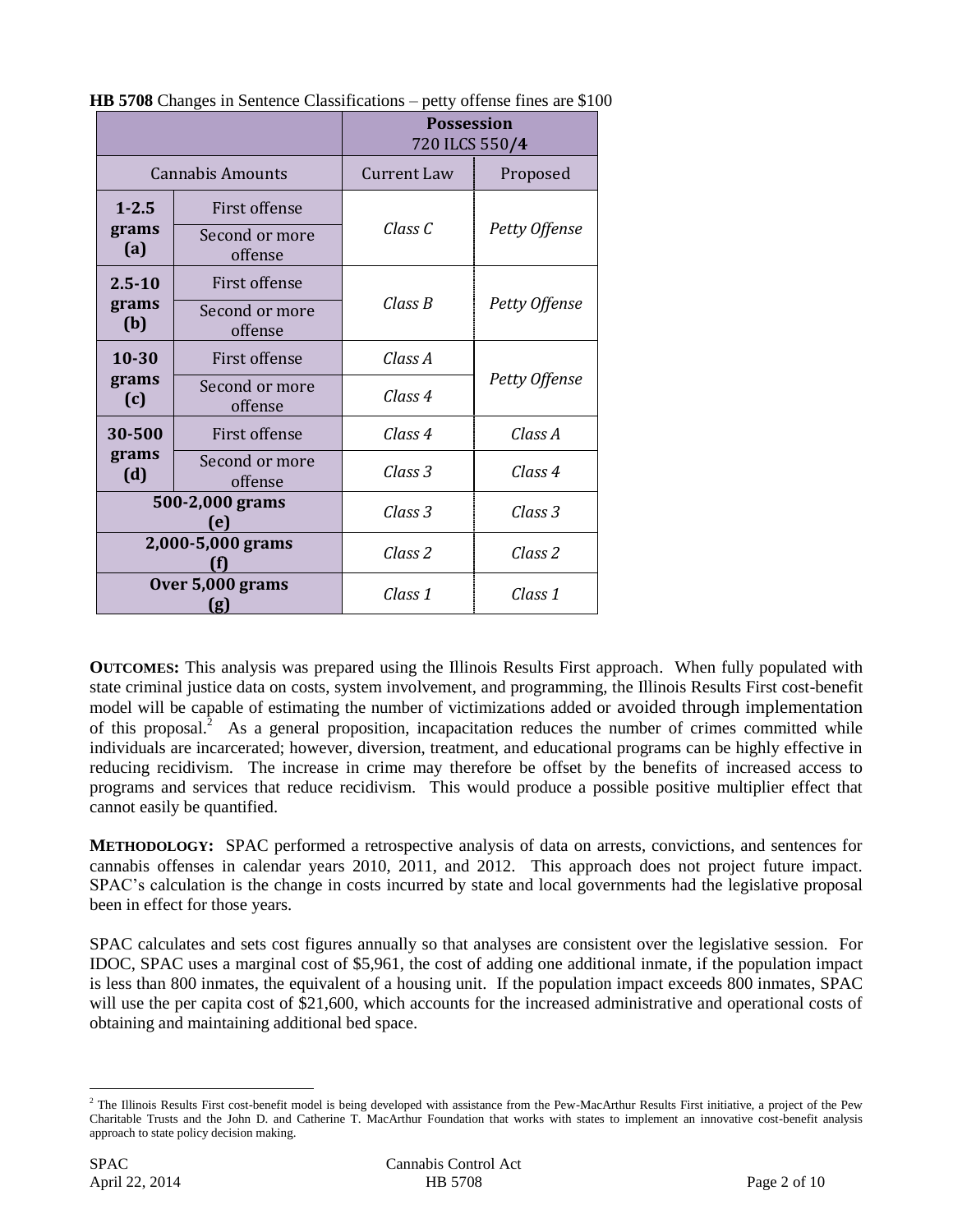**HB 5708** Changes in Sentence Classifications – petty offense fines are $100

| | | Possession 720 ILCS 550/**4** | |
|---|---|---|---|
| Cannabis Amounts | | Current Law | Proposed |
| **1-2.5 grams (a)** | First offense | *Class C* | *Petty Offense* |
| | Second or more offense | | |
| **2.5-10 grams (b)** | First offense | *Class B* | *Petty Offense* |
| | Second or more offense | | |
| **10-30 grams (c)** | First offense | *Class A* | *Petty Offense* |
| | Second or more offense | *Class 4* | |
| **30-500 grams (d)** | First offense | *Class 4* | *Class A* |
| | Second or more offense | *Class 3* | *Class 4* |
| **500-2,000 grams (e)** | | *Class 3* | *Class 3* |
| **2,000-5,000 grams (f)** | | *Class 2* | *Class 2* |
| **Over 5,000 grams (g)** | | *Class 1* | *Class 1* |

**OUTCOMES:** This analysis was prepared using the Illinois Results First approach. When fully populated with state criminal justice data on costs, system involvement, and programming, the Illinois Results First cost-benefit model will be capable of estimating the number of victimizations added or avoided through implementation of this proposal.[2] As a general proposition, incapacitation reduces the number of crimes committed while individuals are incarcerated; however, diversion, treatment, and educational programs can be highly effective in reducing recidivism. The increase in crime may therefore be offset by the benefits of increased access to programs and services that reduce recidivism. This would produce a possible positive multiplier effect that cannot easily be quantified.

**METHODOLOGY:** SPAC performed a retrospective analysis of data on arrests, convictions, and sentences for cannabis offenses in calendar years 2010, 2011, and 2012. This approach does not project future impact. SPAC's calculation is the change in costs incurred by state and local governments had the legislative proposal been in effect for those years.

SPAC calculates and sets cost figures annually so that analyses are consistent over the legislative session. For IDOC, SPAC uses a marginal cost of $5,961, the cost of adding one additional inmate, if the population impact is less than 800 inmates, the equivalent of a housing unit. If the population impact exceeds 800 inmates, SPAC will use the per capita cost of $21,600, which accounts for the increased administrative and operational costs of obtaining and maintaining additional bed space.

[2] The Illinois Results First cost-benefit model is being developed with assistance from the Pew-MacArthur Results First initiative, a project of the Pew Charitable Trusts and the John D. and Catherine T. MacArthur Foundation that works with states to implement an innovative cost-benefit analysis approach to state policy decision making.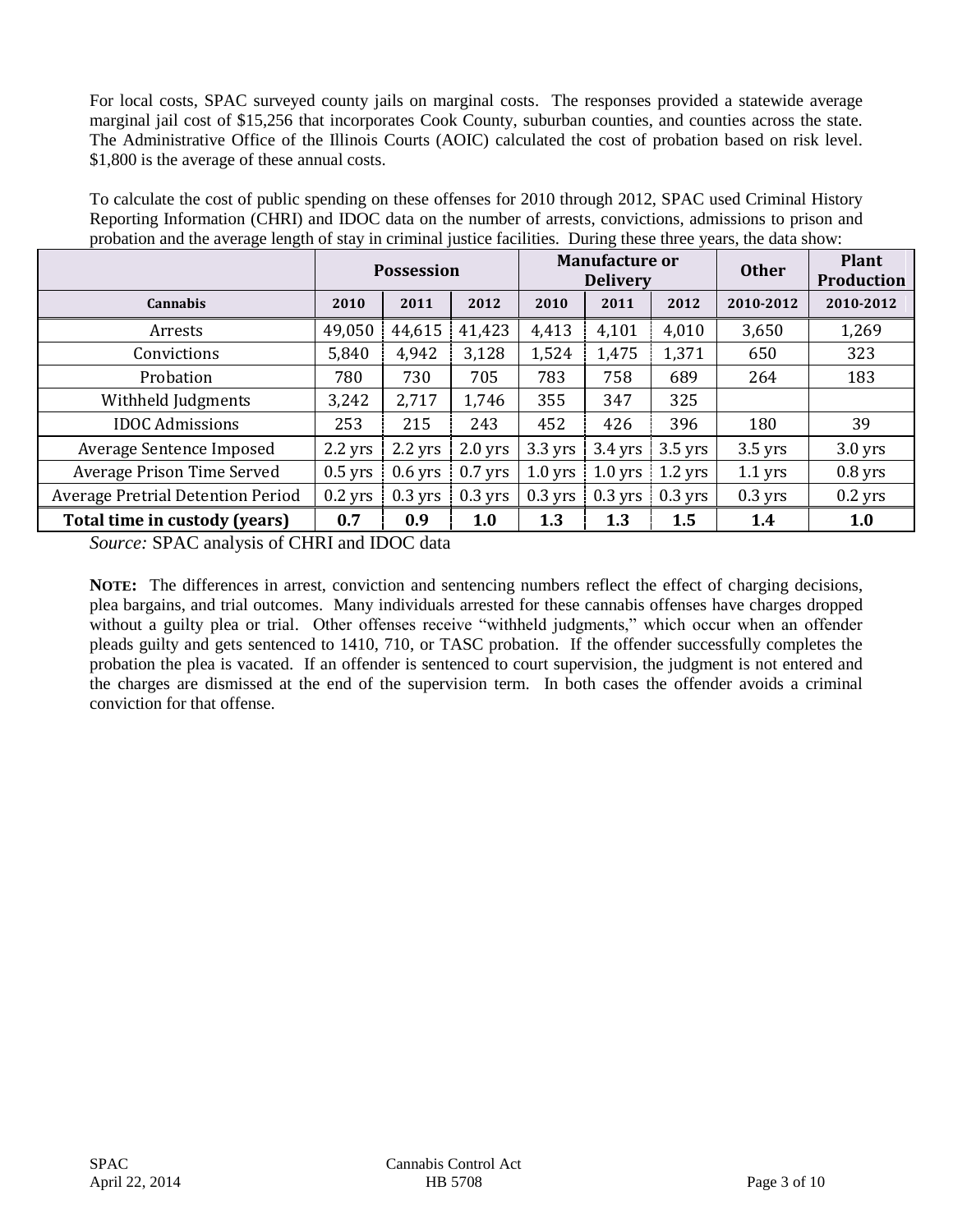For local costs, SPAC surveyed county jails on marginal costs. The responses provided a statewide average marginal jail cost of $15,256 that incorporates Cook County, suburban counties, and counties across the state. The Administrative Office of the Illinois Courts (AOIC) calculated the cost of probation based on risk level. $1,800 is the average of these annual costs.

To calculate the cost of public spending on these offenses for 2010 through 2012, SPAC used Criminal History Reporting Information (CHRI) and IDOC data on the number of arrests, convictions, admissions to prison and probation and the average length of stay in criminal justice facilities. During these three years, the data show:

| | Possession | | | Manufacture or Delivery | | | Other | Plant Production |
|---|---|---|---|---|---|---|---|---|
| **Cannabis** | **2010** | **2011** | **2012** | **2010** | **2011** | **2012** | **2010-2012** | **2010-2012** |
| Arrests | 49,050 | 44,615 | 41,423 | 4,413 | 4,101 | 4,010 | 3,650 | 1,269 |
| Convictions | 5,840 | 4,942 | 3,128 | 1,524 | 1,475 | 1,371 | 650 | 323 |
| Probation | 780 | 730 | 705 | 783 | 758 | 689 | 264 | 183 |
| Withheld Judgments | 3,242 | 2,717 | 1,746 | 355 | 347 | 325 | | |
| IDOC Admissions | 253 | 215 | 243 | 452 | 426 | 396 | 180 | 39 |
| Average Sentence Imposed | 2.2 yrs | 2.2 yrs | 2.0 yrs | 3.3 yrs | 3.4 yrs | 3.5 yrs | 3.5 yrs | 3.0 yrs |
| Average Prison Time Served | 0.5 yrs | 0.6 yrs | 0.7 yrs | 1.0 yrs | 1.0 yrs | 1.2 yrs | 1.1 yrs | 0.8 yrs |
| Average Pretrial Detention Period | 0.2 yrs | 0.3 yrs | 0.3 yrs | 0.3 yrs | 0.3 yrs | 0.3 yrs | 0.3 yrs | 0.2 yrs |
| **Total time in custody (years)** | **0.7** | **0.9** | **1.0** | **1.3** | **1.3** | **1.5** | **1.4** | **1.0** |

*Source:* SPAC analysis of CHRI and IDOC data

**NOTE:** The differences in arrest, conviction and sentencing numbers reflect the effect of charging decisions, plea bargains, and trial outcomes. Many individuals arrested for these cannabis offenses have charges dropped without a guilty plea or trial. Other offenses receive "withheld judgments," which occur when an offender pleads guilty and gets sentenced to 1410, 710, or TASC probation. If the offender successfully completes the probation the plea is vacated. If an offender is sentenced to court supervision, the judgment is not entered and the charges are dismissed at the end of the supervision term. In both cases the offender avoids a criminal conviction for that offense.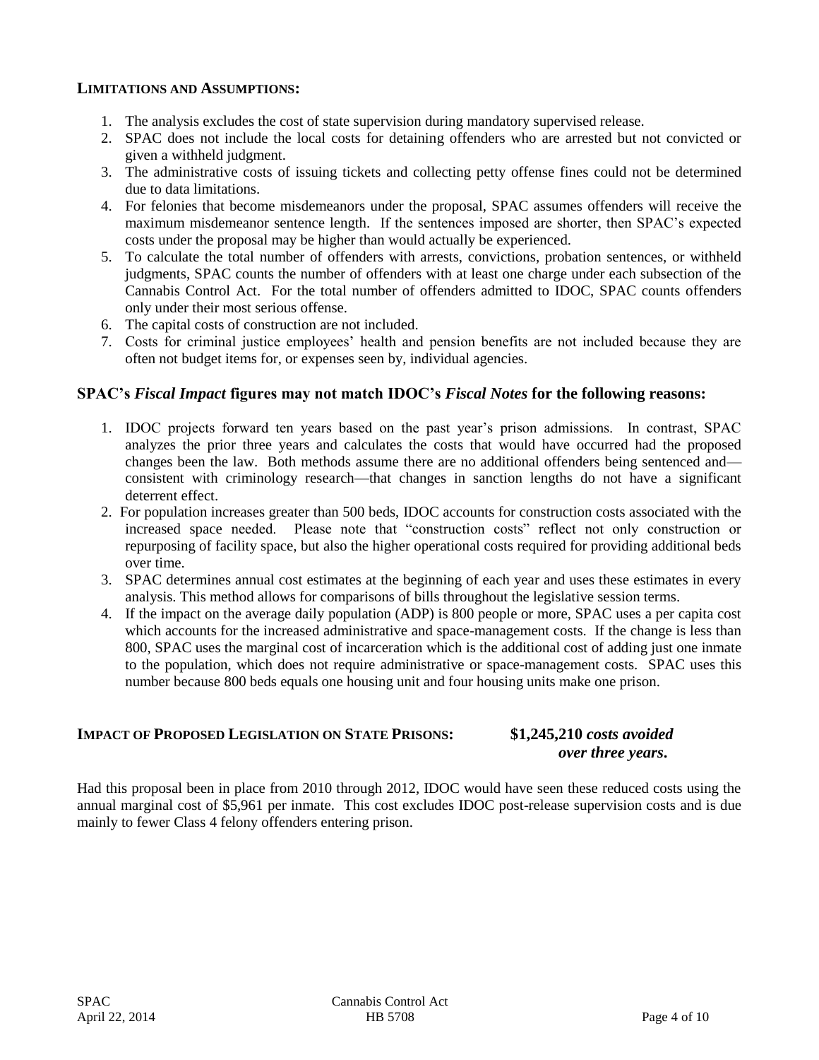## LIMITATIONS AND ASSUMPTIONS:

1. The analysis excludes the cost of state supervision during mandatory supervised release.
2. SPAC does not include the local costs for detaining offenders who are arrested but not convicted or given a withheld judgment.
3. The administrative costs of issuing tickets and collecting petty offense fines could not be determined due to data limitations.
4. For felonies that become misdemeanors under the proposal, SPAC assumes offenders will receive the maximum misdemeanor sentence length. If the sentences imposed are shorter, then SPAC's expected costs under the proposal may be higher than would actually be experienced.
5. To calculate the total number of offenders with arrests, convictions, probation sentences, or withheld judgments, SPAC counts the number of offenders with at least one charge under each subsection of the Cannabis Control Act. For the total number of offenders admitted to IDOC, SPAC counts offenders only under their most serious offense.
6. The capital costs of construction are not included.
7. Costs for criminal justice employees' health and pension benefits are not included because they are often not budget items for, or expenses seen by, individual agencies.

## SPAC's *Fiscal Impact* figures may not match IDOC's *Fiscal Notes* for the following reasons:

1. IDOC projects forward ten years based on the past year's prison admissions. In contrast, SPAC analyzes the prior three years and calculates the costs that would have occurred had the proposed changes been the law. Both methods assume there are no additional offenders being sentenced and—consistent with criminology research—that changes in sanction lengths do not have a significant deterrent effect.
2. For population increases greater than 500 beds, IDOC accounts for construction costs associated with the increased space needed. Please note that "construction costs" reflect not only construction or repurposing of facility space, but also the higher operational costs required for providing additional beds over time.
3. SPAC determines annual cost estimates at the beginning of each year and uses these estimates in every analysis. This method allows for comparisons of bills throughout the legislative session terms.
4. If the impact on the average daily population (ADP) is 800 people or more, SPAC uses a per capita cost which accounts for the increased administrative and space-management costs. If the change is less than 800, SPAC uses the marginal cost of incarceration which is the additional cost of adding just one inmate to the population, which does not require administrative or space-management costs. SPAC uses this number because 800 beds equals one housing unit and four housing units make one prison.

## IMPACT OF PROPOSED LEGISLATION ON STATE PRISONS: **$1,245,210** ***costs avoided over three years.***

Had this proposal been in place from 2010 through 2012, IDOC would have seen these reduced costs using the annual marginal cost of $5,961 per inmate. This cost excludes IDOC post-release supervision costs and is due mainly to fewer Class 4 felony offenders entering prison.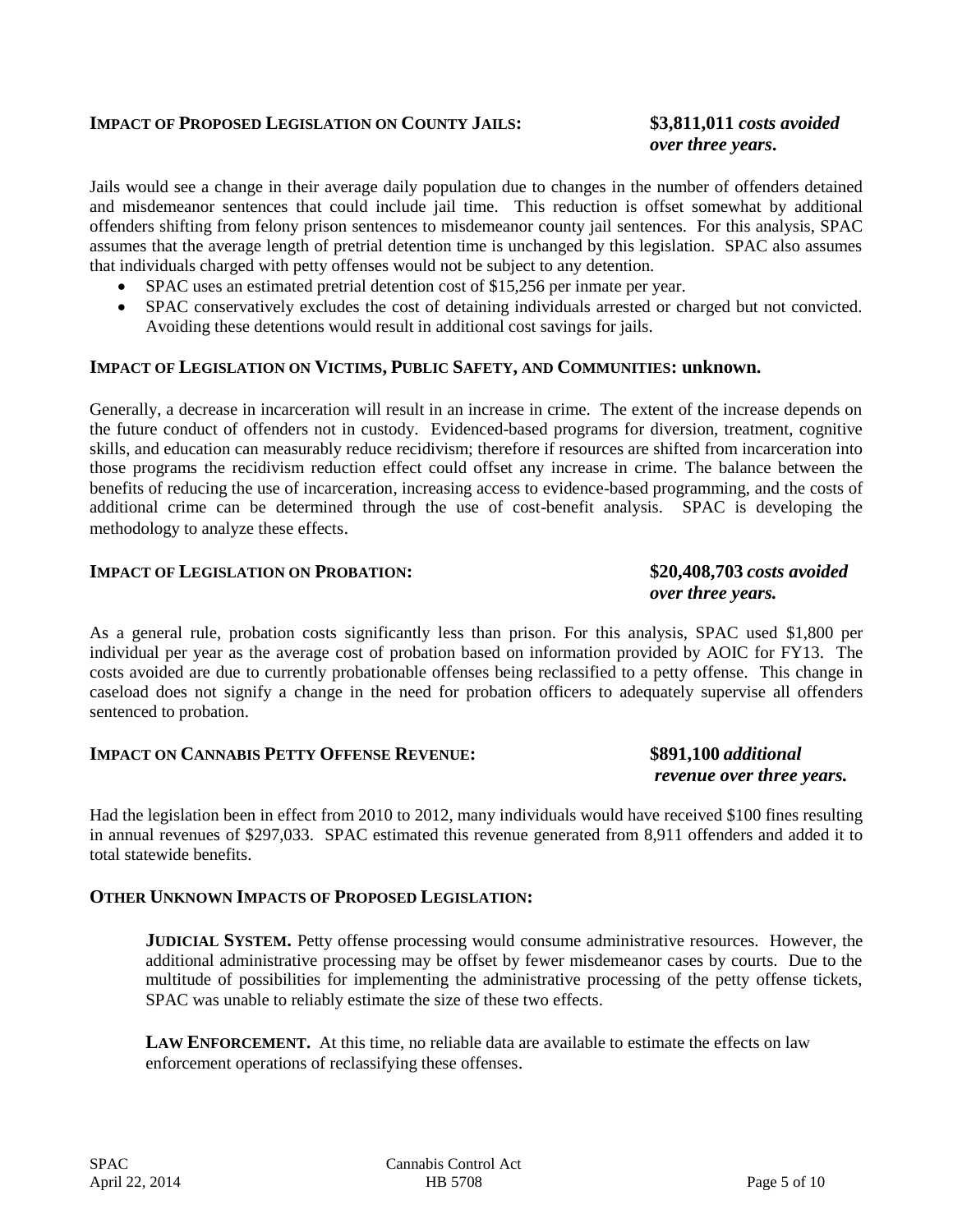## IMPACT OF PROPOSED LEGISLATION ON COUNTY JAILS: **$3,811,011** ***costs avoided over three years.***

Jails would see a change in their average daily population due to changes in the number of offenders detained and misdemeanor sentences that could include jail time. This reduction is offset somewhat by additional offenders shifting from felony prison sentences to misdemeanor county jail sentences. For this analysis, SPAC assumes that the average length of pretrial detention time is unchanged by this legislation. SPAC also assumes that individuals charged with petty offenses would not be subject to any detention.

- SPAC uses an estimated pretrial detention cost of $15,256 per inmate per year.
- SPAC conservatively excludes the cost of detaining individuals arrested or charged but not convicted. Avoiding these detentions would result in additional cost savings for jails.

## IMPACT OF LEGISLATION ON VICTIMS, PUBLIC SAFETY, AND COMMUNITIES: unknown.

Generally, a decrease in incarceration will result in an increase in crime. The extent of the increase depends on the future conduct of offenders not in custody. Evidenced-based programs for diversion, treatment, cognitive skills, and education can measurably reduce recidivism; therefore if resources are shifted from incarceration into those programs the recidivism reduction effect could offset any increase in crime. The balance between the benefits of reducing the use of incarceration, increasing access to evidence-based programming, and the costs of additional crime can be determined through the use of cost-benefit analysis. SPAC is developing the methodology to analyze these effects.

## IMPACT OF LEGISLATION ON PROBATION: **$20,408,703** ***costs avoided over three years.***

As a general rule, probation costs significantly less than prison. For this analysis, SPAC used $1,800 per individual per year as the average cost of probation based on information provided by AOIC for FY13. The costs avoided are due to currently probationable offenses being reclassified to a petty offense. This change in caseload does not signify a change in the need for probation officers to adequately supervise all offenders sentenced to probation.

## IMPACT ON CANNABIS PETTY OFFENSE REVENUE: **$891,100** ***additional revenue over three years.***

Had the legislation been in effect from 2010 to 2012, many individuals would have received $100 fines resulting in annual revenues of $297,033. SPAC estimated this revenue generated from 8,911 offenders and added it to total statewide benefits.

## OTHER UNKNOWN IMPACTS OF PROPOSED LEGISLATION:

**JUDICIAL SYSTEM.** Petty offense processing would consume administrative resources. However, the additional administrative processing may be offset by fewer misdemeanor cases by courts. Due to the multitude of possibilities for implementing the administrative processing of the petty offense tickets, SPAC was unable to reliably estimate the size of these two effects.

**LAW ENFORCEMENT.** At this time, no reliable data are available to estimate the effects on law enforcement operations of reclassifying these offenses.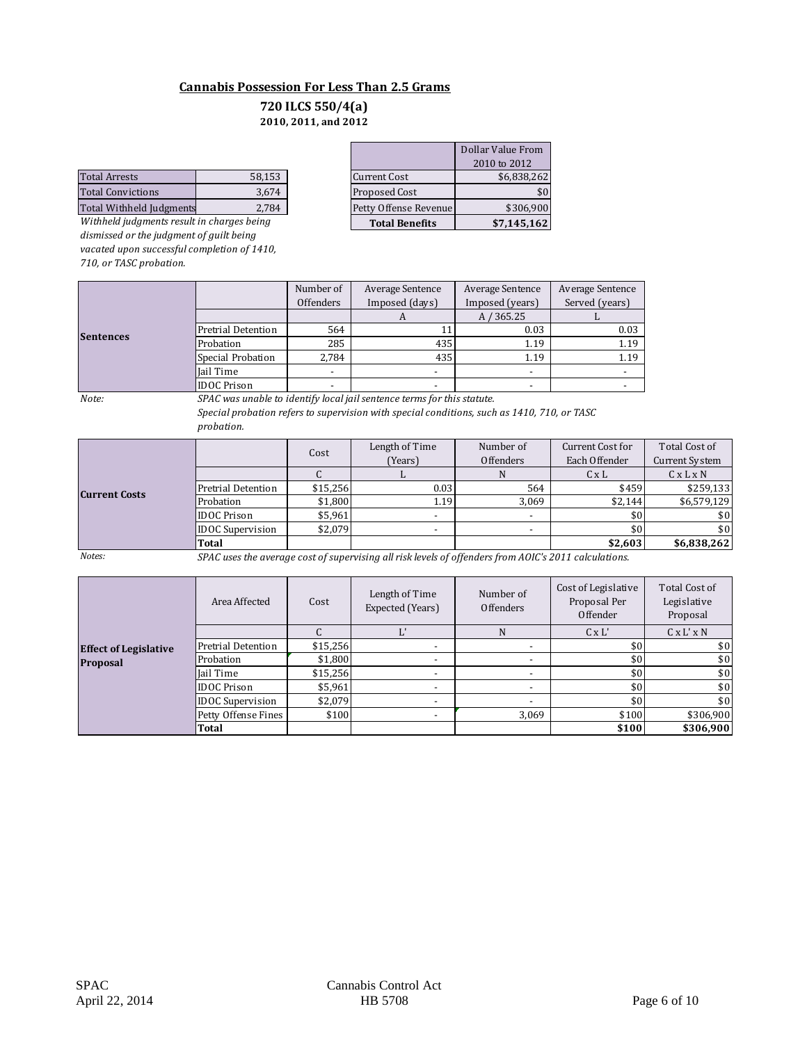## Cannabis Possession For Less Than 2.5 Grams

### 720 ILCS 550/4(a)

**2010, 2011, and 2012**

| | |
|---|---|
| Total Arrests | 58,153 |
| Total Convictions | 3,674 |
| Total Withheld Judgments | 2,784 |

*Withheld judgments result in charges being dismissed or the judgment of guilt being vacated upon successful completion of 1410, 710, or TASC probation.*

| | Dollar Value From 2010 to 2012 |
|---|---|
| Current Cost | $6,838,262 |
| Proposed Cost | $0 |
| Petty Offense Revenue | $306,900 |
| **Total Benefits** | **$7,145,162** |

| **Sentences** | | Number of Offenders | Average Sentence Imposed (days) | Average Sentence Imposed (years) | Average Sentence Served (years) |
|---|---|---|---|---|---|
| | | | A | A / 365.25 | L |
| | Pretrial Detention | 564 | 11 | 0.03 | 0.03 |
| | Probation | 285 | 435 | 1.19 | 1.19 |
| | Special Probation | 2,784 | 435 | 1.19 | 1.19 |
| | Jail Time | - | - | - | - |
| | IDOC Prison | - | - | - | - |

*Note:* *SPAC was unable to identify local jail sentence terms for this statute.*
*Special probation refers to supervision with special conditions, such as 1410, 710, or TASC probation.*

| **Current Costs** | | Cost | Length of Time (Years) | Number of Offenders | Current Cost for Each Offender | Total Cost of Current System |
|---|---|---|---|---|---|---|
| | | C | L | N | C x L | C x L x N |
| | Pretrial Detention | $15,256 | 0.03 | 564 | $459 | $259,133 |
| | Probation | $1,800 | 1.19 | 3,069 | $2,144 | $6,579,129 |
| | IDOC Prison | $5,961 | - | - | $0 | $0 |
| | IDOC Supervision | $2,079 | - | - | $0 | $0 |
| | **Total** | | | | **$2,603** | **$6,838,262** |

*Notes:* *SPAC uses the average cost of supervising all risk levels of offenders from AOIC's 2011 calculations.*

| **Effect of Legislative Proposal** | Area Affected | Cost | Length of Time Expected (Years) | Number of Offenders | Cost of Legislative Proposal Per Offender | Total Cost of Legislative Proposal |
|---|---|---|---|---|---|---|
| | | C | L' | N | C x L' | C x L' x N |
| | Pretrial Detention | $15,256 | - | - | $0 | $0 |
| | Probation | $1,800 | - | - | $0 | $0 |
| | Jail Time | $15,256 | - | - | $0 | $0 |
| | IDOC Prison | $5,961 | - | - | $0 | $0 |
| | IDOC Supervision | $2,079 | - | - | $0 | $0 |
| | Petty Offense Fines | $100 | - | 3,069 | $100 | $306,900 |
| | **Total** | | | | **$100** | **$306,900** |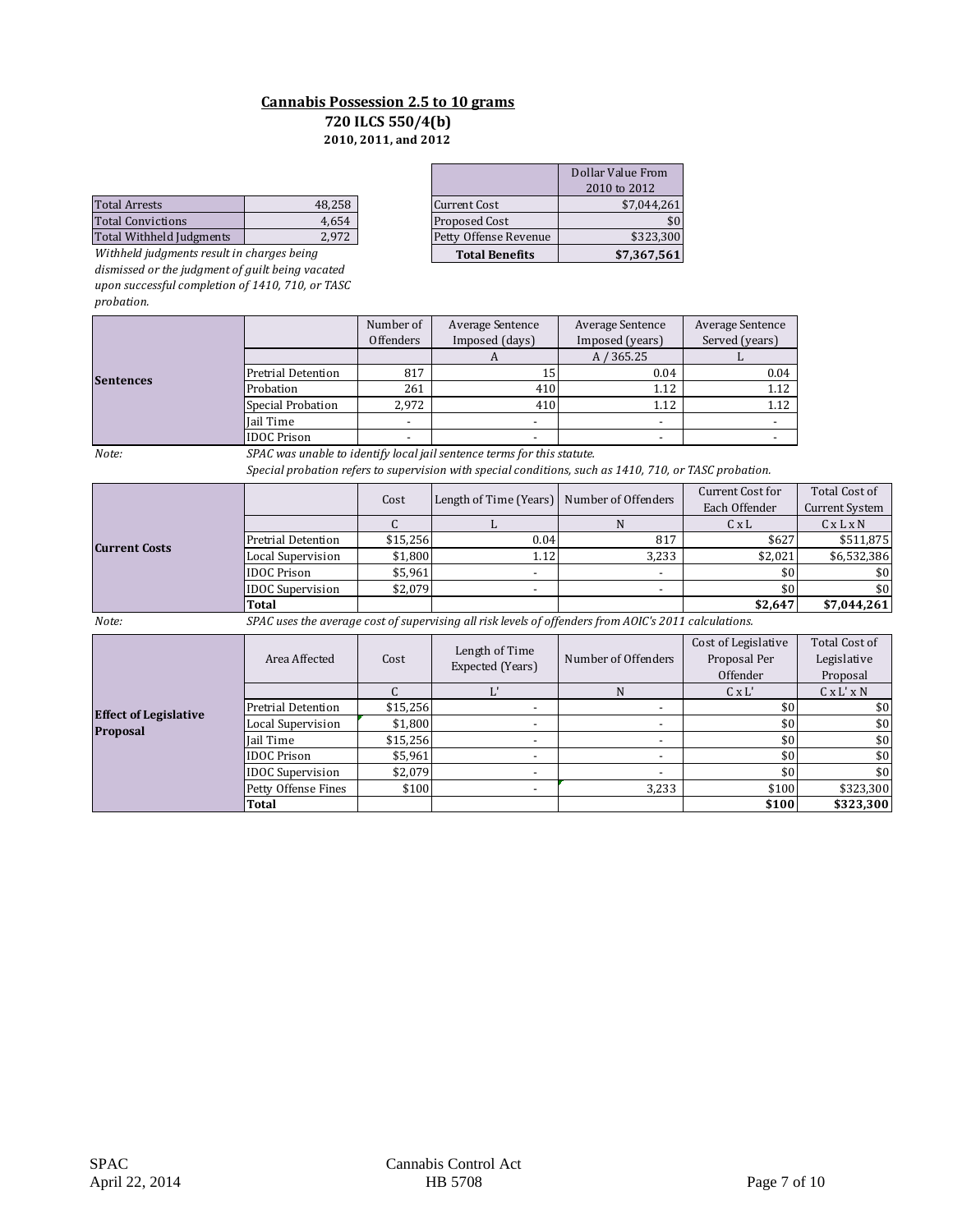## Cannabis Possession 2.5 to 10 grams

**720 ILCS 550/4(b)**

**2010, 2011, and 2012**

| | |
|---|---|
| Total Arrests | 48,258 |
| Total Convictions | 4,654 |
| Total Withheld Judgments | 2,972 |

*Withheld judgments result in charges being dismissed or the judgment of guilt being vacated upon successful completion of 1410, 710, or TASC probation.*

| | Dollar Value From 2010 to 2012 |
|---|---|
| Current Cost | $7,044,261 |
| Proposed Cost | $0 |
| Petty Offense Revenue | $323,300 |
| **Total Benefits** | **$7,367,561** |

| | | Number of Offenders | Average Sentence Imposed (days) | Average Sentence Imposed (years) | Average Sentence Served (years) |
|---|---|---|---|---|---|
| **Sentences** | | | A | A / 365.25 | L |
| | Pretrial Detention | 817 | 15 | 0.04 | 0.04 |
| | Probation | 261 | 410 | 1.12 | 1.12 |
| | Special Probation | 2,972 | 410 | 1.12 | 1.12 |
| | Jail Time | - | - | - | - |
| | IDOC Prison | - | - | - | - |

*Note:* *SPAC was unable to identify local jail sentence terms for this statute.*
*Special probation refers to supervision with special conditions, such as 1410, 710, or TASC probation.*

| | | Cost | Length of Time (Years) | Number of Offenders | Current Cost for Each Offender | Total Cost of Current System |
|---|---|---|---|---|---|---|
| **Current Costs** | | C | L | N | C x L | C x L x N |
| | Pretrial Detention | $15,256 | 0.04 | 817 | $627 | $511,875 |
| | Local Supervision | $1,800 | 1.12 | 3,233 | $2,021 | $6,532,386 |
| | IDOC Prison | $5,961 | - | - | $0 | $0 |
| | IDOC Supervision | $2,079 | - | - | $0 | $0 |
| | **Total** | | | | **$2,647** | **$7,044,261** |

*Note:* *SPAC uses the average cost of supervising all risk levels of offenders from AOIC's 2011 calculations.*

| | Area Affected | Cost | Length of Time Expected (Years) | Number of Offenders | Cost of Legislative Proposal Per Offender | Total Cost of Legislative Proposal |
|---|---|---|---|---|---|---|
| **Effect of Legislative Proposal** | | C | L' | N | C x L' | C x L' x N |
| | Pretrial Detention | $15,256 | - | - | $0 | $0 |
| | Local Supervision | $1,800 | - | - | $0 | $0 |
| | Jail Time | $15,256 | - | - | $0 | $0 |
| | IDOC Prison | $5,961 | - | - | $0 | $0 |
| | IDOC Supervision | $2,079 | - | - | $0 | $0 |
| | Petty Offense Fines | $100 | - | 3,233 | $100 | $323,300 |
| | **Total** | | | | **$100** | **$323,300** |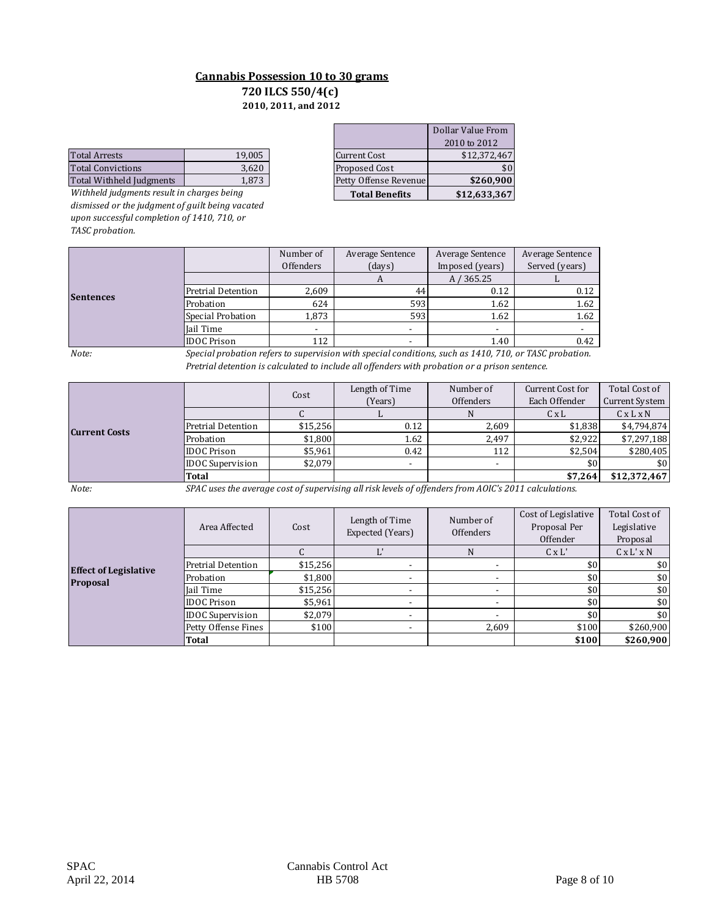## Cannabis Possession 10 to 30 grams

**720 ILCS 550/4(c)**

**2010, 2011, and 2012**

| | |
|---|---|
| Total Arrests | 19,005 |
| Total Convictions | 3,620 |
| Total Withheld Judgments | 1,873 |

*Withheld judgments result in charges being dismissed or the judgment of guilt being vacated upon successful completion of 1410, 710, or TASC probation.*

| | Dollar Value From 2010 to 2012 |
|---|---|
| Current Cost | $12,372,467 |
| Proposed Cost | $0 |
| Petty Offense Revenue | **$260,900** |
| **Total Benefits** | **$12,633,367** |

| | | Number of Offenders | Average Sentence (days) | Average Sentence Imposed (years) | Average Sentence Served (years) |
|---|---|---|---|---|---|
| | | | A | A / 365.25 | L |
| **Sentences** | Pretrial Detention | 2,609 | 44 | 0.12 | 0.12 |
| | Probation | 624 | 593 | 1.62 | 1.62 |
| | Special Probation | 1,873 | 593 | 1.62 | 1.62 |
| | Jail Time | - | - | - | - |
| | IDOC Prison | 112 | - | 1.40 | 0.42 |

*Note:* *Special probation refers to supervision with special conditions, such as 1410, 710, or TASC probation. Pretrial detention is calculated to include all offenders with probation or a prison sentence.*

| | | Cost | Length of Time (Years) | Number of Offenders | Current Cost for Each Offender | Total Cost of Current System |
|---|---|---|---|---|---|---|
| | | C | L | N | C x L | C x L x N |
| **Current Costs** | Pretrial Detention | $15,256 | 0.12 | 2,609 | $1,838 | $4,794,874 |
| | Probation | $1,800 | 1.62 | 2,497 | $2,922 | $7,297,188 |
| | IDOC Prison | $5,961 | 0.42 | 112 | $2,504 | $280,405 |
| | IDOC Supervision | $2,079 | - | - | $0 | $0 |
| | **Total** | | | | **$7,264** | **$12,372,467** |

*Note:* *SPAC uses the average cost of supervising all risk levels of offenders from AOIC's 2011 calculations.*

| | Area Affected | Cost | Length of Time Expected (Years) | Number of Offenders | Cost of Legislative Proposal Per Offender | Total Cost of Legislative Proposal |
|---|---|---|---|---|---|---|
| | | C | L' | N | C x L' | C x L' x N |
| **Effect of Legislative Proposal** | Pretrial Detention | $15,256 | - | - | $0 | $0 |
| | Probation | $1,800 | - | - | $0 | $0 |
| | Jail Time | $15,256 | - | - | $0 | $0 |
| | IDOC Prison | $5,961 | - | - | $0 | $0 |
| | IDOC Supervision | $2,079 | - | - | $0 | $0 |
| | Petty Offense Fines | $100 | - | 2,609 | $100 | $260,900 |
| | **Total** | | | | **$100** | **$260,900** |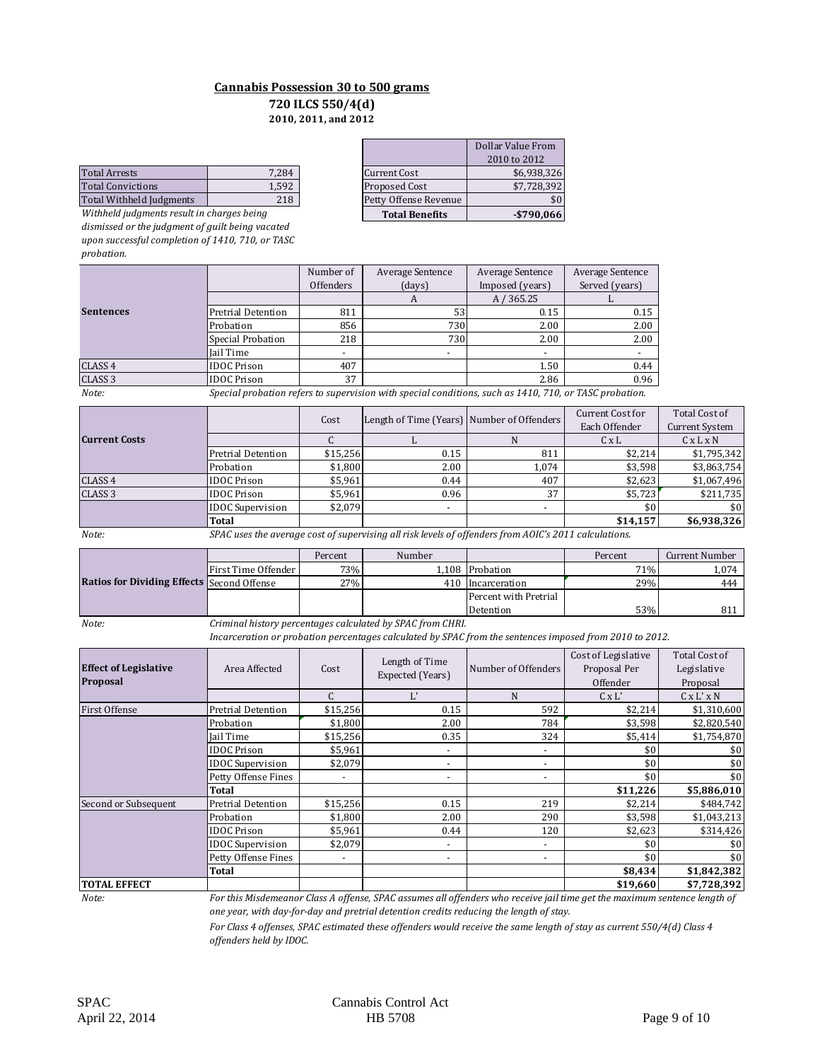## Cannabis Possession 30 to 500 grams

**720 ILCS 550/4(d)**

**2010, 2011, and 2012**

| | |
|---|---|
| Total Arrests | 7,284 |
| Total Convictions | 1,592 |
| Total Withheld Judgments | 218 |

*Withheld judgments result in charges being dismissed or the judgment of guilt being vacated upon successful completion of 1410, 710, or TASC probation.*

| | Dollar Value From 2010 to 2012 |
|---|---|
| Current Cost | $6,938,326 |
| Proposed Cost | $7,728,392 |
| Petty Offense Revenue | $0 |
| **Total Benefits** | **-$790,066** |

| | | Number of Offenders | Average Sentence (days) | Average Sentence Imposed (years) | Average Sentence Served (years) |
|---|---|---|---|---|---|
| **Sentences** | | | A | A / 365.25 | L |
| | Pretrial Detention | 811 | 53 | 0.15 | 0.15 |
| | Probation | 856 | 730 | 2.00 | 2.00 |
| | Special Probation | 218 | 730 | 2.00 | 2.00 |
| | Jail Time | - | - | - | - |
| CLASS 4 | IDOC Prison | 407 | | 1.50 | 0.44 |
| CLASS 3 | IDOC Prison | 37 | | 2.86 | 0.96 |

Note: *Special probation refers to supervision with special conditions, such as 1410, 710, or TASC probation.*

| | | Cost | Length of Time (Years) | Number of Offenders | Current Cost for Each Offender | Total Cost of Current System |
|---|---|---|---|---|---|---|
| **Current Costs** | | C | L | N | C x L | C x L x N |
| | Pretrial Detention | $15,256 | 0.15 | 811 | $2,214 | $1,795,342 |
| | Probation | $1,800 | 2.00 | 1,074 | $3,598 | $3,863,754 |
| CLASS 4 | IDOC Prison | $5,961 | 0.44 | 407 | $2,623 | $1,067,496 |
| CLASS 3 | IDOC Prison | $5,961 | 0.96 | 37 | $5,723 | $211,735 |
| | IDOC Supervision | $2,079 | - | - | $0 | $0 |
| | **Total** | | | | **$14,157** | **$6,938,326** |

Note: *SPAC uses the average cost of supervising all risk levels of offenders from AOIC's 2011 calculations.*

| | | Percent | Number | | Percent | Current Number |
|---|---|---|---|---|---|---|
| **Ratios for Dividing Effects** | First Time Offender | 73% | 1,108 | Probation | 71% | 1,074 |
| | Second Offense | 27% | 410 | Incarceration | 29% | 444 |
| | | | | Percent with Pretrial Detention | 53% | 811 |

Note: *Criminal history percentages calculated by SPAC from CHRI.*
*Incarceration or probation percentages calculated by SPAC from the sentences imposed from 2010 to 2012.*

| **Effect of Legislative Proposal** | Area Affected | Cost | Length of Time Expected (Years) | Number of Offenders | Cost of Legislative Proposal Per Offender | Total Cost of Legislative Proposal |
|---|---|---|---|---|---|---|
| | | C | L' | N | C x L' | C x L' x N |
| First Offense | Pretrial Detention | $15,256 | 0.15 | 592 | $2,214 | $1,310,600 |
| | Probation | $1,800 | 2.00 | 784 | $3,598 | $2,820,540 |
| | Jail Time | $15,256 | 0.35 | 324 | $5,414 | $1,754,870 |
| | IDOC Prison | $5,961 | - | - | $0 | $0 |
| | IDOC Supervision | $2,079 | - | - | $0 | $0 |
| | Petty Offense Fines | - | - | - | $0 | $0 |
| | **Total** | | | | **$11,226** | **$5,886,010** |
| Second or Subsequent | Pretrial Detention | $15,256 | 0.15 | 219 | $2,214 | $484,742 |
| | Probation | $1,800 | 2.00 | 290 | $3,598 | $1,043,213 |
| | IDOC Prison | $5,961 | 0.44 | 120 | $2,623 | $314,426 |
| | IDOC Supervision | $2,079 | - | - | $0 | $0 |
| | Petty Offense Fines | - | - | - | $0 | $0 |
| | **Total** | | | | **$8,434** | **$1,842,382** |
| **TOTAL EFFECT** | | | | | **$19,660** | **$7,728,392** |

Note: *For this Misdemeanor Class A offense, SPAC assumes all offenders who receive jail time get the maximum sentence length of one year, with day-for-day and pretrial detention credits reducing the length of stay.*

*For Class 4 offenses, SPAC estimated these offenders would receive the same length of stay as current 550/4(d) Class 4 offenders held by IDOC.*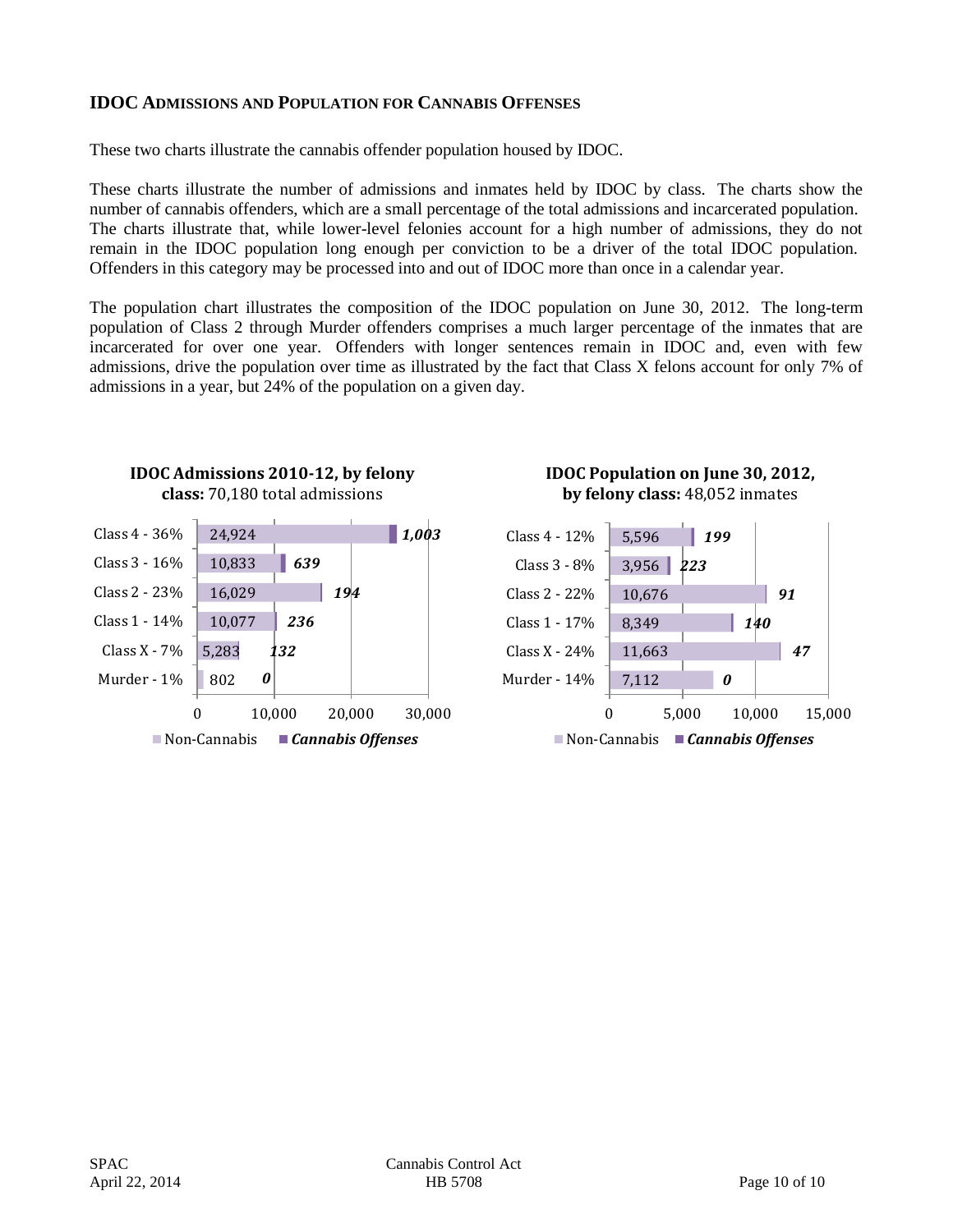### IDOC Admissions and Population for Cannabis Offenses

These two charts illustrate the cannabis offender population housed by IDOC.

These charts illustrate the number of admissions and inmates held by IDOC by class. The charts show the number of cannabis offenders, which are a small percentage of the total admissions and incarcerated population. The charts illustrate that, while lower-level felonies account for a high number of admissions, they do not remain in the IDOC population long enough per conviction to be a driver of the total IDOC population. Offenders in this category may be processed into and out of IDOC more than once in a calendar year.

The population chart illustrates the composition of the IDOC population on June 30, 2012. The long-term population of Class 2 through Murder offenders comprises a much larger percentage of the inmates that are incarcerated for over one year. Offenders with longer sentences remain in IDOC and, even with few admissions, drive the population over time as illustrated by the fact that Class X felons account for only 7% of admissions in a year, but 24% of the population on a given day.

**IDOC Admissions 2010-12, by felony class:** 70,180 total admissions

Class 4 - 36% 24,924 *1,003*
Class 3 - 16% 10,833 *639*
Class 2 - 23% 16,029 *194*
Class 1 - 14% 10,077 *236*
Class X - 7% 5,283 *132*
Murder - 1% 802 *0*

0 10,000 20,000 30,000

Non-Cannabis **_Cannabis Offenses_**

**IDOC Population on June 30, 2012, by felony class:** 48,052 inmates

Class 4 - 12% 5,596 *199*
Class 3 - 8% 3,956 *223*
Class 2 - 22% 10,676 *91*
Class 1 - 17% 8,349 *140*
Class X - 24% 11,663 *47*
Murder - 14% 7,112 *0*

0 5,000 10,000 15,000

Non-Cannabis **_Cannabis Offenses_**